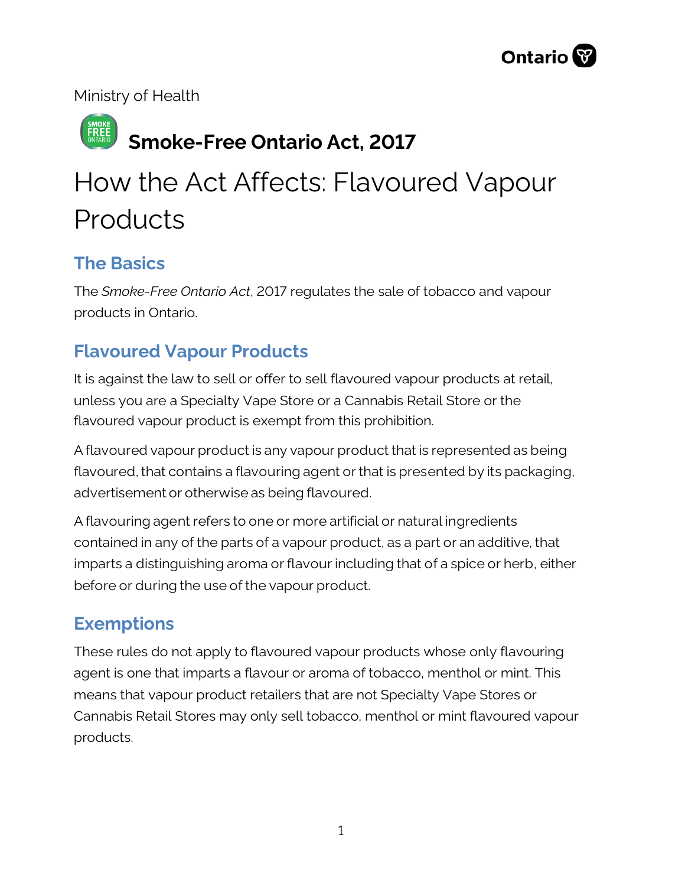Ontario

Ministry of Health

## Smoke-Free Ontario Act, 2017

# How the Act Affects: Flavoured Vapour Products

## The Basics

The *Smoke-Free Ontario Act*, 2017 regulates the sale of tobacco and vapour products in Ontario.

## Flavoured Vapour Products

It is against the law to sell or offer to sell flavoured vapour products at retail, unless you are a Specialty Vape Store or a Cannabis Retail Store or the flavoured vapour product is exempt from this prohibition.

A flavoured vapour product is any vapour product that is represented as being flavoured, that contains a flavouring agent or that is presented by its packaging, advertisement or otherwise as being flavoured.

A flavouring agent refers to one or more artificial or natural ingredients contained in any of the parts of a vapour product, as a part or an additive, that imparts a distinguishing aroma or flavour including that of a spice or herb, either before or during the use of the vapour product.

## Exemptions

These rules do not apply to flavoured vapour products whose only flavouring agent is one that imparts a flavour or aroma of tobacco, menthol or mint. This means that vapour product retailers that are not Specialty Vape Stores or Cannabis Retail Stores may only sell tobacco, menthol or mint flavoured vapour products.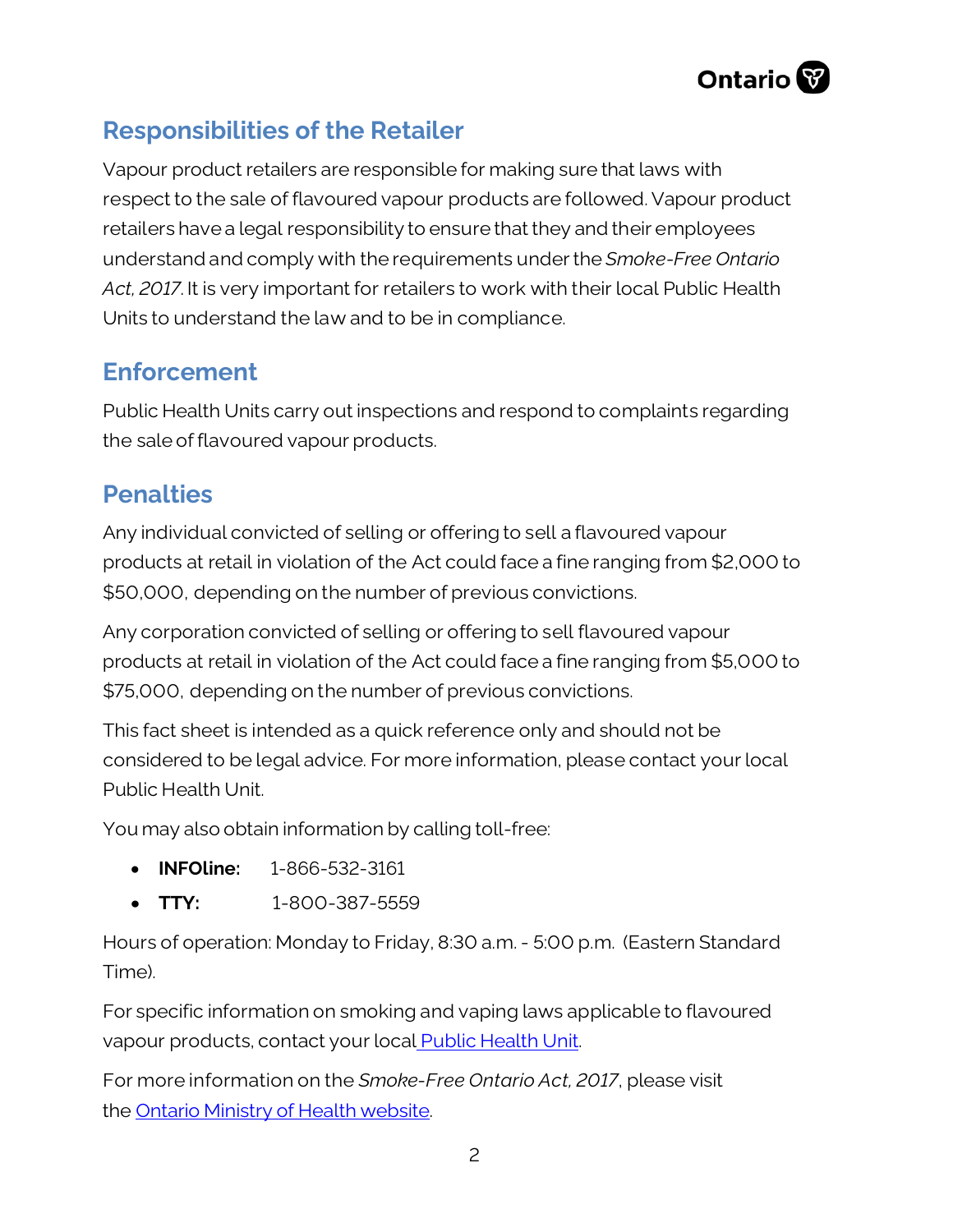## Responsibilities of the Retailer

Vapour product retailers are responsible for making sure that laws with respect to the sale of flavoured vapour products are followed. Vapour product retailers have a legal responsibility to ensure that they and their employees understand and comply with the requirements under the *Smoke-Free Ontario Act, 2017*. It is very important for retailers to work with their local Public Health Units to understand the law and to be in compliance.

## Enforcement

Public Health Units carry out inspections and respond to complaints regarding the sale of flavoured vapour products.

## Penalties

Any individual convicted of selling or offering to sell a flavoured vapour products at retail in violation of the Act could face a fine ranging from $2,000 to $50,000, depending on the number of previous convictions.

Any corporation convicted of selling or offering to sell flavoured vapour products at retail in violation of the Act could face a fine ranging from $5,000 to $75,000, depending on the number of previous convictions.

This fact sheet is intended as a quick reference only and should not be considered to be legal advice. For more information, please contact your local Public Health Unit.

You may also obtain information by calling toll-free:

- **INFOline:** 1-866-532-3161
- **TTY:** 1-800-387-5559

Hours of operation: Monday to Friday, 8:30 a.m. - 5:00 p.m. (Eastern Standard Time).

For specific information on smoking and vaping laws applicable to flavoured vapour products, contact your local Public Health Unit.

For more information on the *Smoke-Free Ontario Act, 2017*, please visit the Ontario Ministry of Health website.